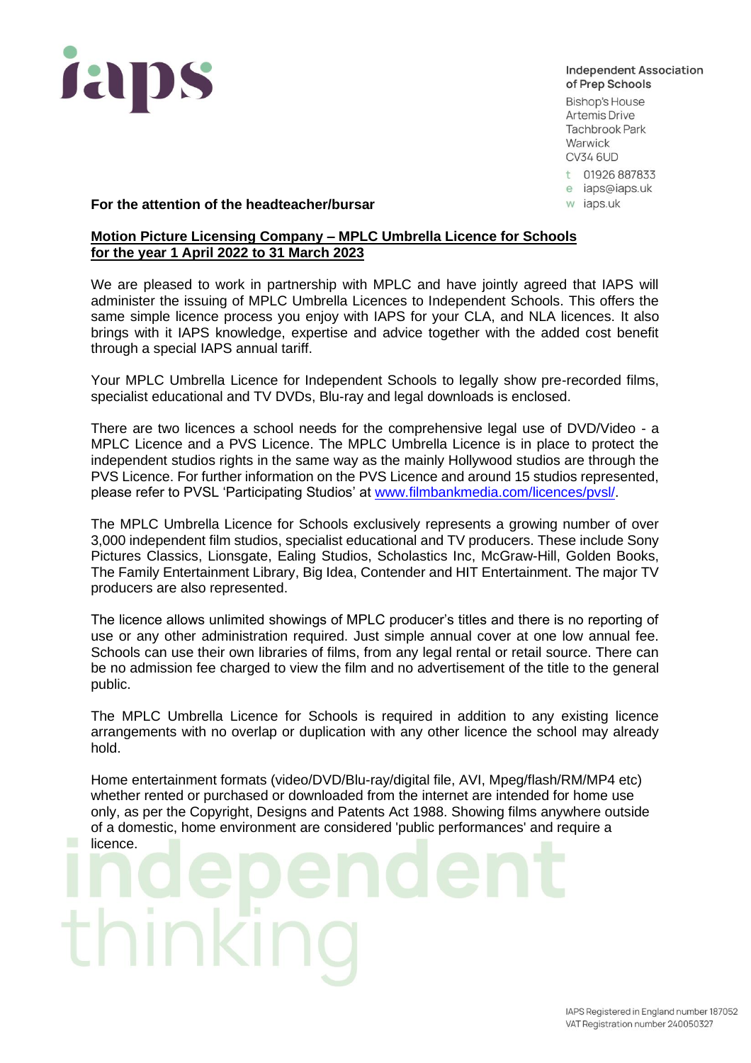Independent Association of Prep Schools
Bishop's House
Artemis Drive
Tachbrook Park
Warwick
CV34 6UD

t 01926 887833
e iaps@iaps.uk
w iaps.uk

**For the attention of the headteacher/bursar**

**Motion Picture Licensing Company – MPLC Umbrella Licence for Schools for the year 1 April 2022 to 31 March 2023**

We are pleased to work in partnership with MPLC and have jointly agreed that IAPS will administer the issuing of MPLC Umbrella Licences to Independent Schools. This offers the same simple licence process you enjoy with IAPS for your CLA, and NLA licences. It also brings with it IAPS knowledge, expertise and advice together with the added cost benefit through a special IAPS annual tariff.

Your MPLC Umbrella Licence for Independent Schools to legally show pre-recorded films, specialist educational and TV DVDs, Blu-ray and legal downloads is enclosed.

There are two licences a school needs for the comprehensive legal use of DVD/Video - a MPLC Licence and a PVS Licence. The MPLC Umbrella Licence is in place to protect the independent studios rights in the same way as the mainly Hollywood studios are through the PVS Licence. For further information on the PVS Licence and around 15 studios represented, please refer to PVSL 'Participating Studios' at www.filmbankmedia.com/licences/pvsl/.

The MPLC Umbrella Licence for Schools exclusively represents a growing number of over 3,000 independent film studios, specialist educational and TV producers. These include Sony Pictures Classics, Lionsgate, Ealing Studios, Scholastics Inc, McGraw-Hill, Golden Books, The Family Entertainment Library, Big Idea, Contender and HIT Entertainment. The major TV producers are also represented.

The licence allows unlimited showings of MPLC producer's titles and there is no reporting of use or any other administration required. Just simple annual cover at one low annual fee. Schools can use their own libraries of films, from any legal rental or retail source. There can be no admission fee charged to view the film and no advertisement of the title to the general public.

The MPLC Umbrella Licence for Schools is required in addition to any existing licence arrangements with no overlap or duplication with any other licence the school may already hold.

Home entertainment formats (video/DVD/Blu-ray/digital file, AVI, Mpeg/flash/RM/MP4 etc) whether rented or purchased or downloaded from the internet are intended for home use only, as per the Copyright, Designs and Patents Act 1988. Showing films anywhere outside of a domestic, home environment are considered 'public performances' and require a licence.

IAPS Registered in England number 187052
VAT Registration number 240050327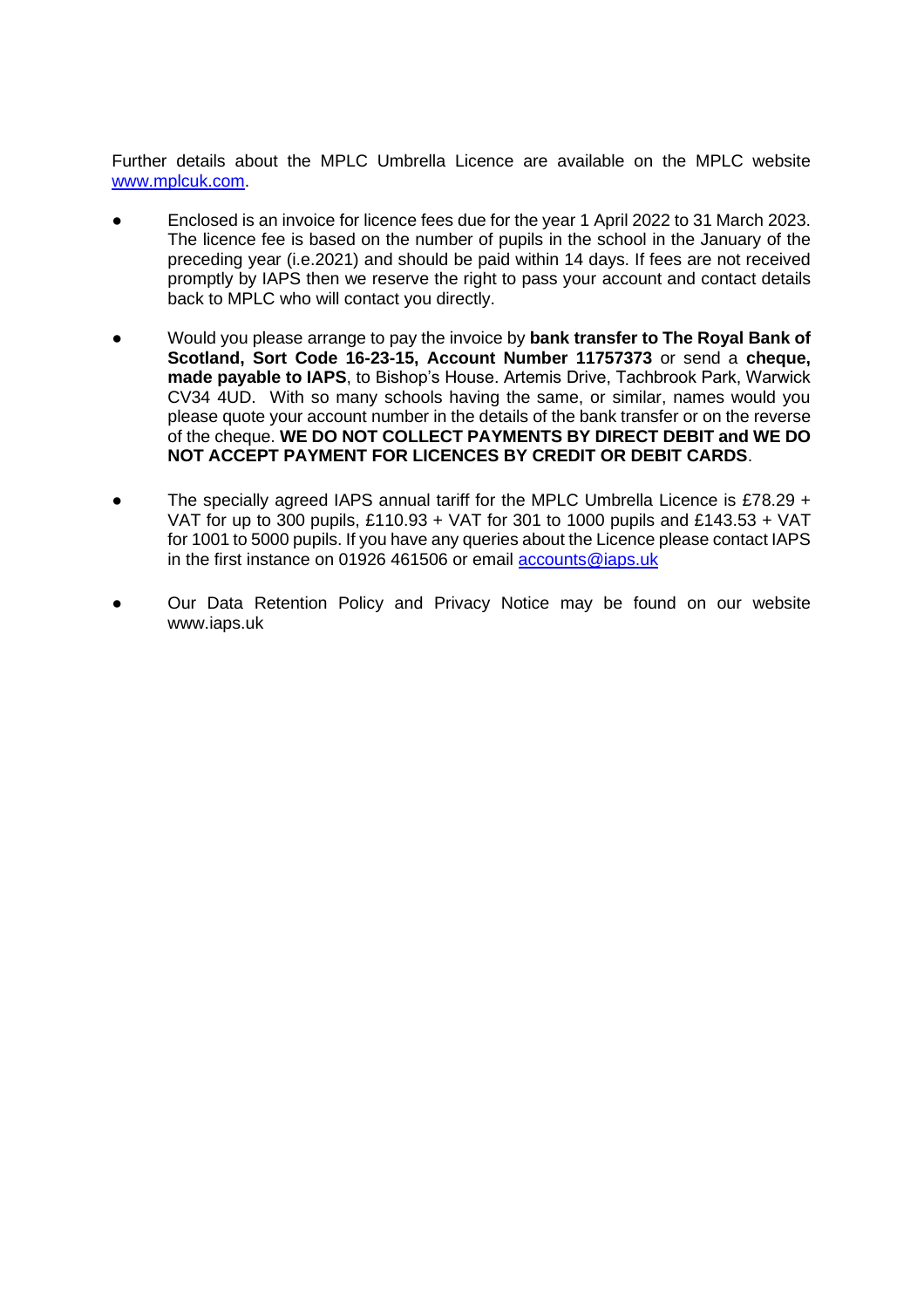Further details about the MPLC Umbrella Licence are available on the MPLC website www.mplcuk.com.

- Enclosed is an invoice for licence fees due for the year 1 April 2022 to 31 March 2023. The licence fee is based on the number of pupils in the school in the January of the preceding year (i.e.2021) and should be paid within 14 days. If fees are not received promptly by IAPS then we reserve the right to pass your account and contact details back to MPLC who will contact you directly.

- Would you please arrange to pay the invoice by **bank transfer to The Royal Bank of Scotland, Sort Code 16-23-15, Account Number 11757373** or send a **cheque, made payable to IAPS**, to Bishop's House. Artemis Drive, Tachbrook Park, Warwick CV34 4UD. With so many schools having the same, or similar, names would you please quote your account number in the details of the bank transfer or on the reverse of the cheque. **WE DO NOT COLLECT PAYMENTS BY DIRECT DEBIT and WE DO NOT ACCEPT PAYMENT FOR LICENCES BY CREDIT OR DEBIT CARDS**.

- The specially agreed IAPS annual tariff for the MPLC Umbrella Licence is £78.29 + VAT for up to 300 pupils, £110.93 + VAT for 301 to 1000 pupils and £143.53 + VAT for 1001 to 5000 pupils. If you have any queries about the Licence please contact IAPS in the first instance on 01926 461506 or email accounts@iaps.uk

- Our Data Retention Policy and Privacy Notice may be found on our website www.iaps.uk